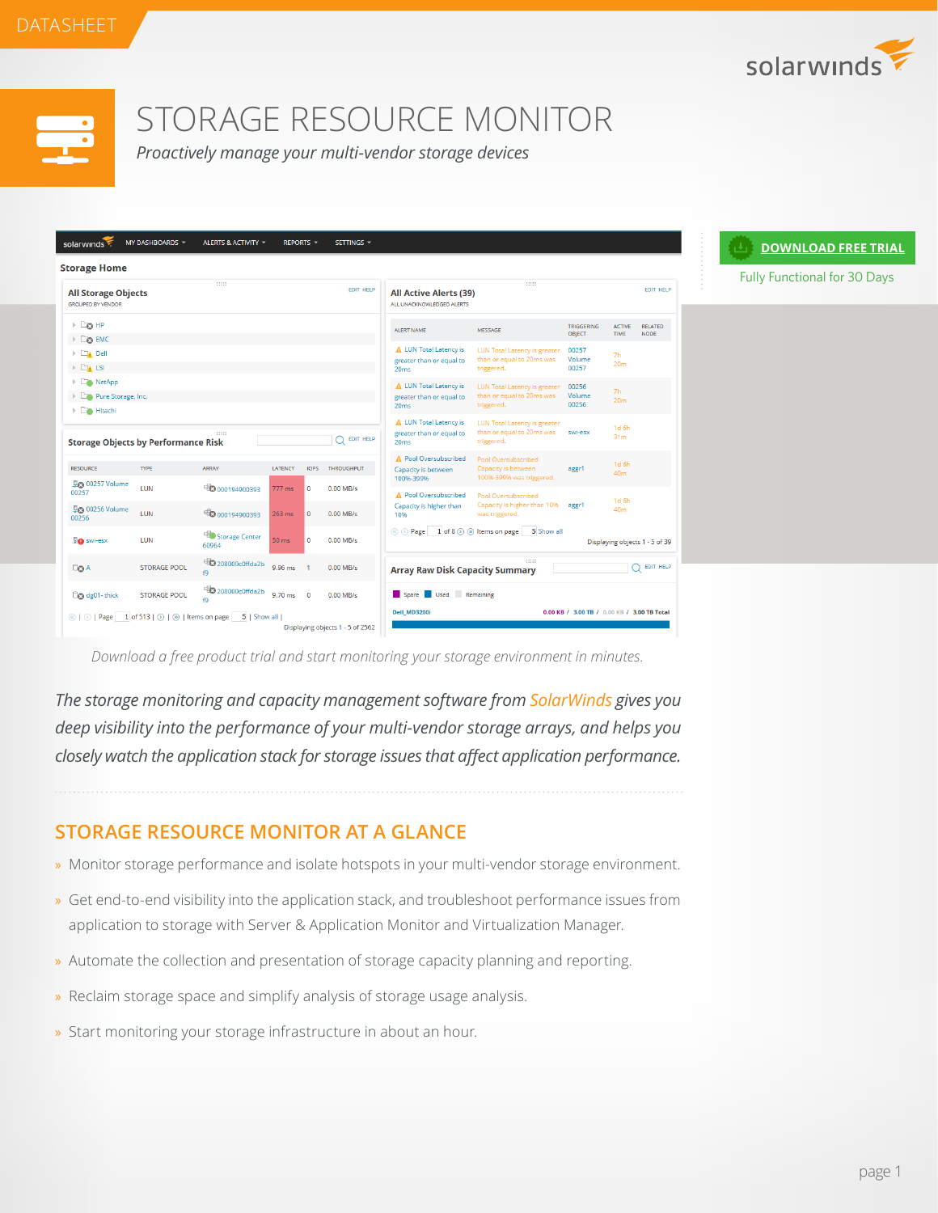DATASHEET

# STORAGE RESOURCE MONITOR

*Proactively manage your multi-vendor storage devices*

DOWNLOAD FREE TRIAL

Fully Functional for 30 Days

*Download a free product trial and start monitoring your storage environment in minutes.*

*The storage monitoring and capacity management software from SolarWinds gives you deep visibility into the performance of your multi-vendor storage arrays, and helps you closely watch the application stack for storage issues that affect application performance.*

## STORAGE RESOURCE MONITOR AT A GLANCE

- Monitor storage performance and isolate hotspots in your multi-vendor storage environment.
- Get end-to-end visibility into the application stack, and troubleshoot performance issues from application to storage with Server & Application Monitor and Virtualization Manager.
- Automate the collection and presentation of storage capacity planning and reporting.
- Reclaim storage space and simplify analysis of storage usage analysis.
- Start monitoring your storage infrastructure in about an hour.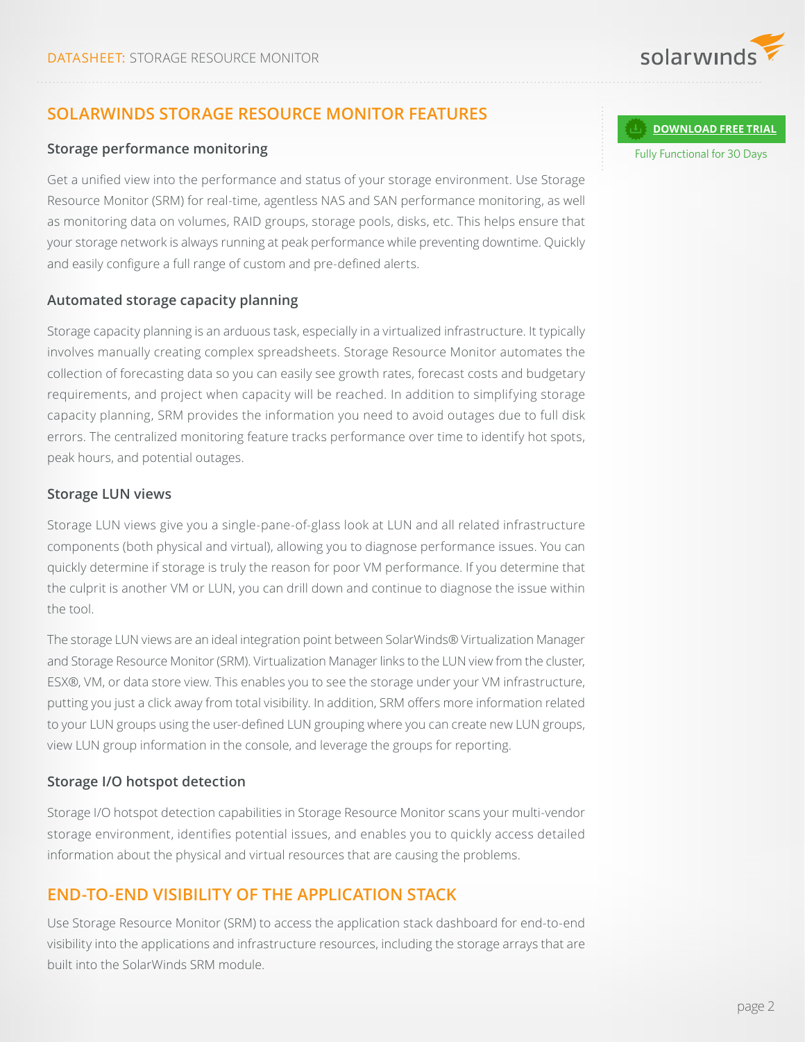## SOLARWINDS STORAGE RESOURCE MONITOR FEATURES

**DOWNLOAD FREE TRIAL**

Fully Functional for 30 Days

### Storage performance monitoring

Get a unified view into the performance and status of your storage environment. Use Storage Resource Monitor (SRM) for real-time, agentless NAS and SAN performance monitoring, as well as monitoring data on volumes, RAID groups, storage pools, disks, etc. This helps ensure that your storage network is always running at peak performance while preventing downtime. Quickly and easily configure a full range of custom and pre-defined alerts.

### Automated storage capacity planning

Storage capacity planning is an arduous task, especially in a virtualized infrastructure. It typically involves manually creating complex spreadsheets. Storage Resource Monitor automates the collection of forecasting data so you can easily see growth rates, forecast costs and budgetary requirements, and project when capacity will be reached. In addition to simplifying storage capacity planning, SRM provides the information you need to avoid outages due to full disk errors. The centralized monitoring feature tracks performance over time to identify hot spots, peak hours, and potential outages.

### Storage LUN views

Storage LUN views give you a single-pane-of-glass look at LUN and all related infrastructure components (both physical and virtual), allowing you to diagnose performance issues. You can quickly determine if storage is truly the reason for poor VM performance. If you determine that the culprit is another VM or LUN, you can drill down and continue to diagnose the issue within the tool.

The storage LUN views are an ideal integration point between SolarWinds® Virtualization Manager and Storage Resource Monitor (SRM). Virtualization Manager links to the LUN view from the cluster, ESX®, VM, or data store view. This enables you to see the storage under your VM infrastructure, putting you just a click away from total visibility. In addition, SRM offers more information related to your LUN groups using the user-defined LUN grouping where you can create new LUN groups, view LUN group information in the console, and leverage the groups for reporting.

### Storage I/O hotspot detection

Storage I/O hotspot detection capabilities in Storage Resource Monitor scans your multi-vendor storage environment, identifies potential issues, and enables you to quickly access detailed information about the physical and virtual resources that are causing the problems.

## END-TO-END VISIBILITY OF THE APPLICATION STACK

Use Storage Resource Monitor (SRM) to access the application stack dashboard for end-to-end visibility into the applications and infrastructure resources, including the storage arrays that are built into the SolarWinds SRM module.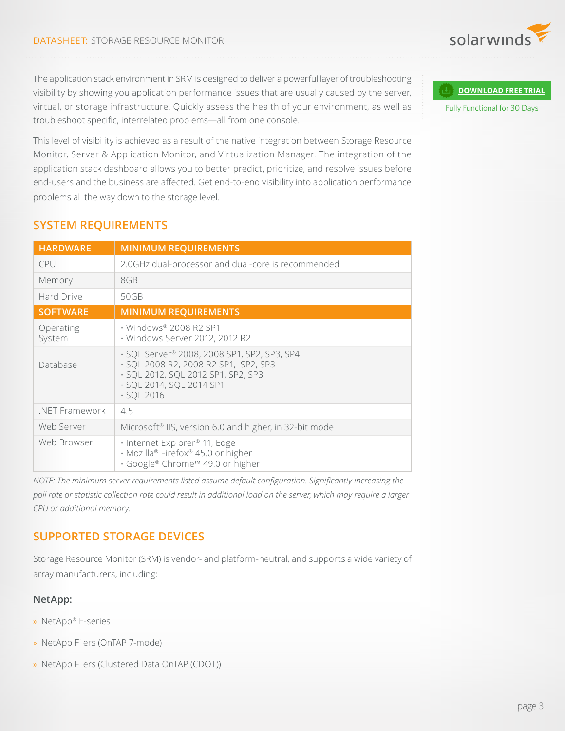The application stack environment in SRM is designed to deliver a powerful layer of troubleshooting visibility by showing you application performance issues that are usually caused by the server, virtual, or storage infrastructure. Quickly assess the health of your environment, as well as troubleshoot specific, interrelated problems—all from one console.

This level of visibility is achieved as a result of the native integration between Storage Resource Monitor, Server & Application Monitor, and Virtualization Manager. The integration of the application stack dashboard allows you to better predict, prioritize, and resolve issues before end-users and the business are affected. Get end-to-end visibility into application performance problems all the way down to the storage level.

**DOWNLOAD FREE TRIAL**

Fully Functional for 30 Days

## SYSTEM REQUIREMENTS

| HARDWARE | MINIMUM REQUIREMENTS |
|---|---|
| CPU | 2.0GHz dual-processor and dual-core is recommended |
| Memory | 8GB |
| Hard Drive | 50GB |
| **SOFTWARE** | **MINIMUM REQUIREMENTS** |
| Operating System | • Windows® 2008 R2 SP1<br>• Windows Server 2012, 2012 R2 |
| Database | • SQL Server® 2008, 2008 SP1, SP2, SP3, SP4<br>• SQL 2008 R2, 2008 R2 SP1, SP2, SP3<br>• SQL 2012, SQL 2012 SP1, SP2, SP3<br>• SQL 2014, SQL 2014 SP1<br>• SQL 2016 |
| .NET Framework | 4.5 |
| Web Server | Microsoft® IIS, version 6.0 and higher, in 32-bit mode |
| Web Browser | • Internet Explorer® 11, Edge<br>• Mozilla® Firefox® 45.0 or higher<br>• Google® Chrome™ 49.0 or higher |

*NOTE: The minimum server requirements listed assume default configuration. Significantly increasing the poll rate or statistic collection rate could result in additional load on the server, which may require a larger CPU or additional memory.*

## SUPPORTED STORAGE DEVICES

Storage Resource Monitor (SRM) is vendor- and platform-neutral, and supports a wide variety of array manufacturers, including:

### NetApp:

- NetApp® E-series
- NetApp Filers (OnTAP 7-mode)
- NetApp Filers (Clustered Data OnTAP (CDOT))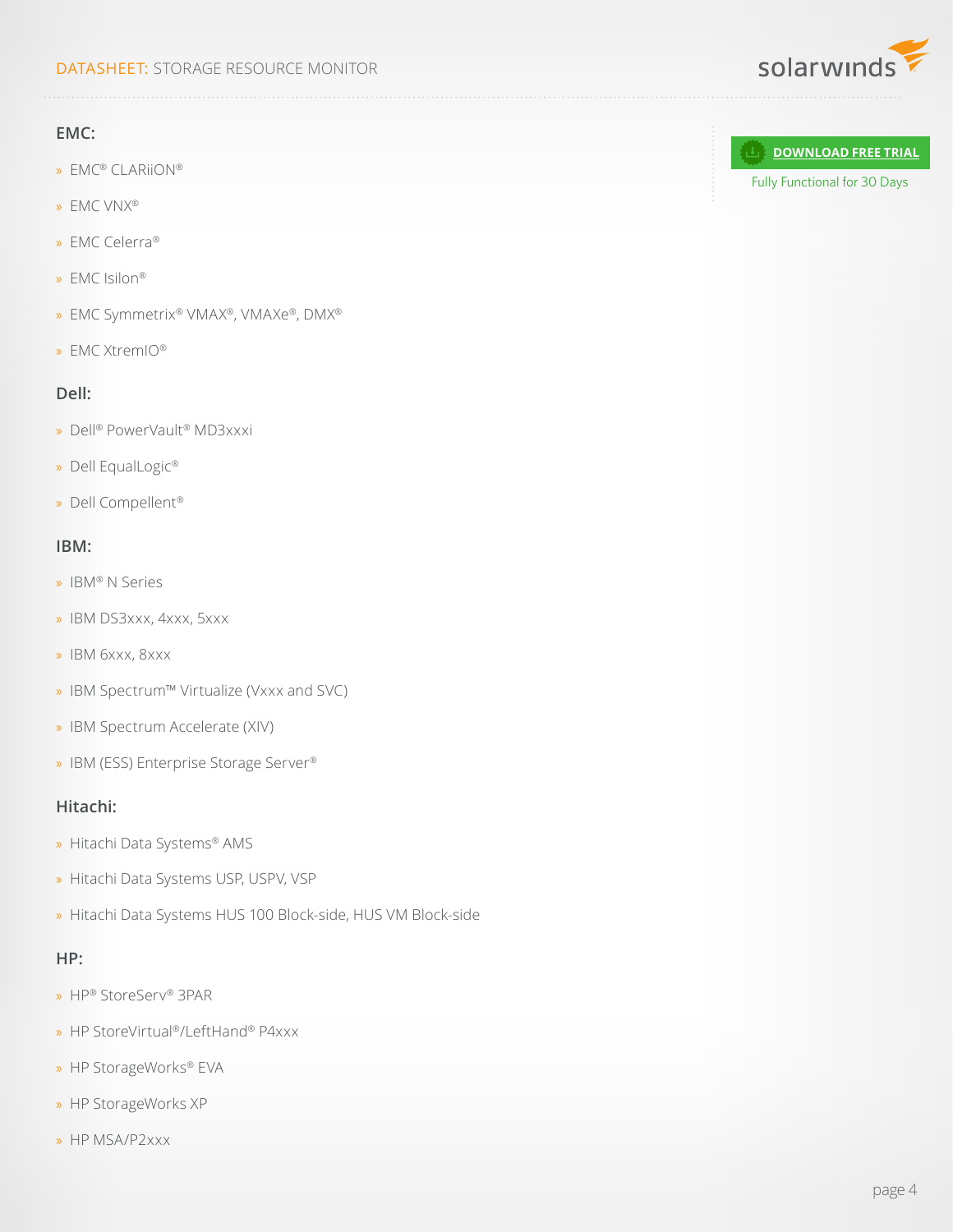**EMC:**

- EMC® CLARiiON®
- EMC VNX®
- EMC Celerra®
- EMC Isilon®
- EMC Symmetrix® VMAX®, VMAXe®, DMX®
- EMC XtremIO®

**Dell:**

- Dell® PowerVault® MD3xxxi
- Dell EqualLogic®
- Dell Compellent®

**IBM:**

- IBM® N Series
- IBM DS3xxx, 4xxx, 5xxx
- IBM 6xxx, 8xxx
- IBM Spectrum™ Virtualize (Vxxx and SVC)
- IBM Spectrum Accelerate (XIV)
- IBM (ESS) Enterprise Storage Server®

**Hitachi:**

- Hitachi Data Systems® AMS
- Hitachi Data Systems USP, USPV, VSP
- Hitachi Data Systems HUS 100 Block-side, HUS VM Block-side

**HP:**

- HP® StoreServ® 3PAR
- HP StoreVirtual®/LeftHand® P4xxx
- HP StorageWorks® EVA
- HP StorageWorks XP
- HP MSA/P2xxx

**DOWNLOAD FREE TRIAL**

Fully Functional for 30 Days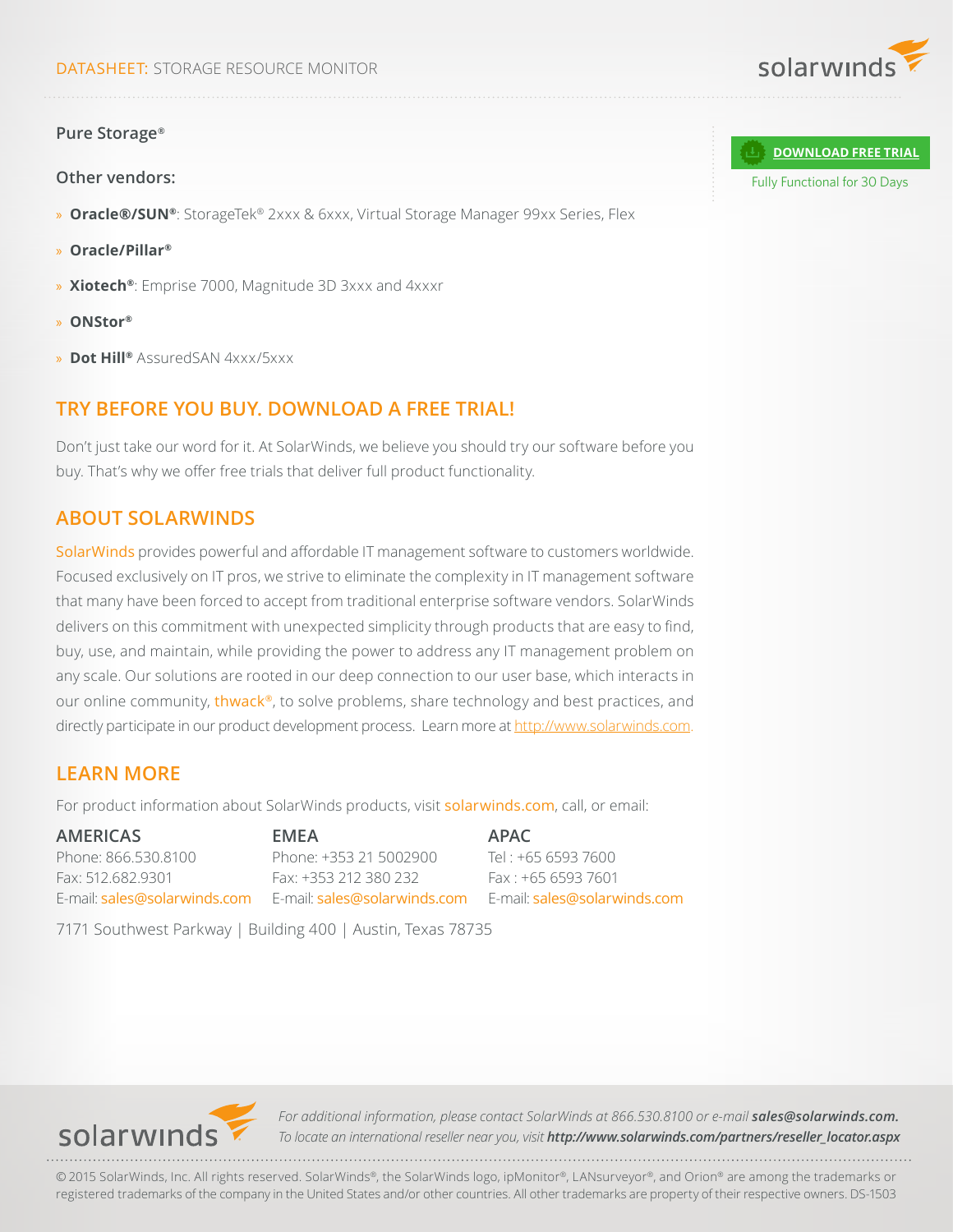**Pure Storage®**

**Other vendors:**

- **Oracle®/SUN®**: StorageTek® 2xxx & 6xxx, Virtual Storage Manager 99xx Series, Flex
- **Oracle/Pillar®**
- **Xiotech®**: Emprise 7000, Magnitude 3D 3xxx and 4xxxr
- **ONStor®**
- **Dot Hill®** AssuredSAN 4xxx/5xxx

**DOWNLOAD FREE TRIAL**

Fully Functional for 30 Days

## TRY BEFORE YOU BUY. DOWNLOAD A FREE TRIAL!

Don't just take our word for it. At SolarWinds, we believe you should try our software before you buy. That's why we offer free trials that deliver full product functionality.

## ABOUT SOLARWINDS

SolarWinds provides powerful and affordable IT management software to customers worldwide. Focused exclusively on IT pros, we strive to eliminate the complexity in IT management software that many have been forced to accept from traditional enterprise software vendors. SolarWinds delivers on this commitment with unexpected simplicity through products that are easy to find, buy, use, and maintain, while providing the power to address any IT management problem on any scale. Our solutions are rooted in our deep connection to our user base, which interacts in our online community, thwack®, to solve problems, share technology and best practices, and directly participate in our product development process. Learn more at http://www.solarwinds.com.

## LEARN MORE

For product information about SolarWinds products, visit solarwinds.com, call, or email:

**AMERICAS**
Phone: 866.530.8100
Fax: 512.682.9301
E-mail: sales@solarwinds.com

**EMEA**
Phone: +353 21 5002900
Fax: +353 212 380 232
E-mail: sales@solarwinds.com

**APAC**
Tel : +65 6593 7600
Fax : +65 6593 7601
E-mail: sales@solarwinds.com

7171 Southwest Parkway | Building 400 | Austin, Texas 78735

*For additional information, please contact SolarWinds at 866.530.8100 or e-mail **sales@solarwinds.com.***
*To locate an international reseller near you, visit **http://www.solarwinds.com/partners/reseller_locator.aspx***

© 2015 SolarWinds, Inc. All rights reserved. SolarWinds®, the SolarWinds logo, ipMonitor®, LANsurveyor®, and Orion® are among the trademarks or registered trademarks of the company in the United States and/or other countries. All other trademarks are property of their respective owners. DS-1503